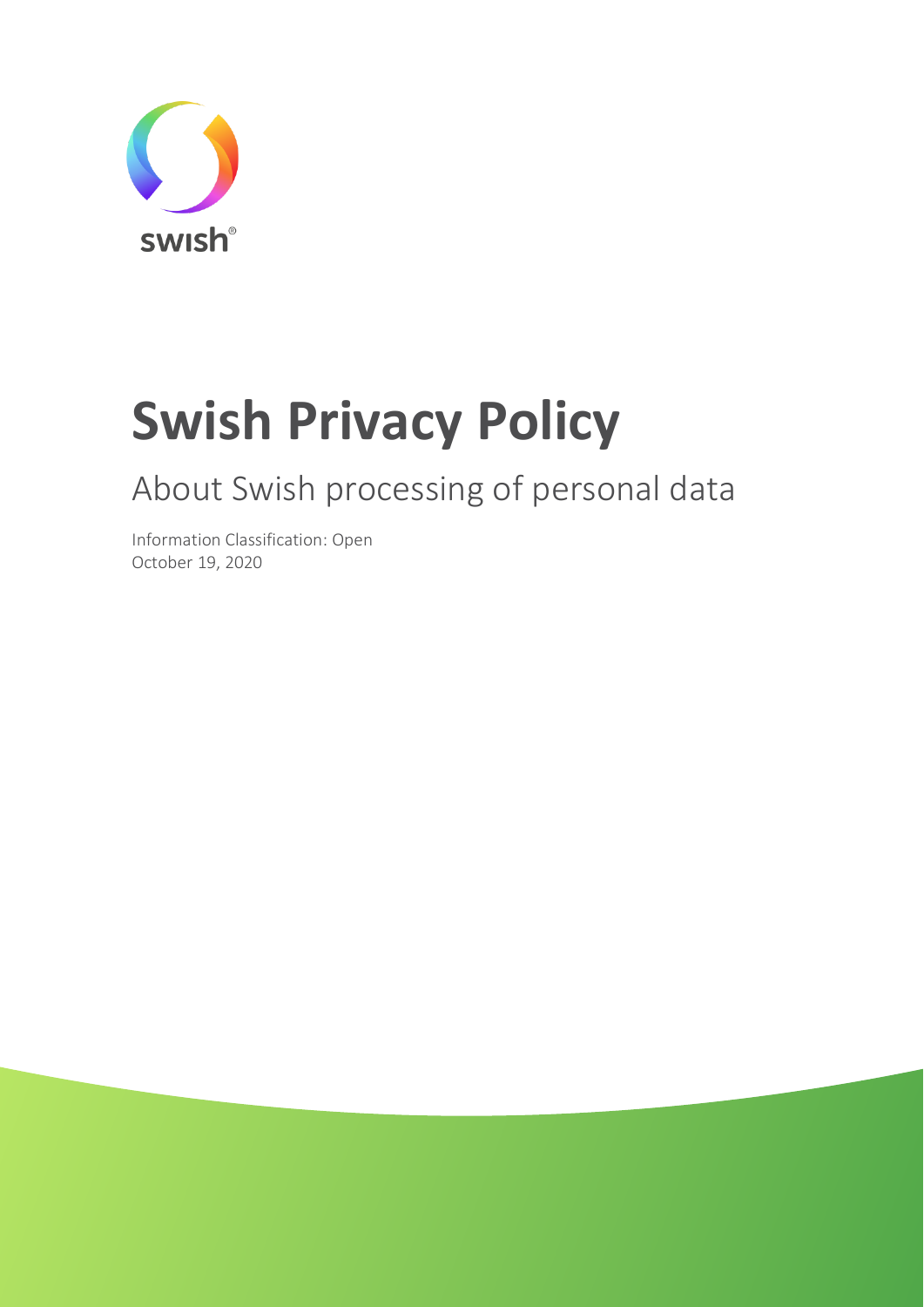swish®

# Swish Privacy Policy

## About Swish processing of personal data

Information Classification: Open
October 19, 2020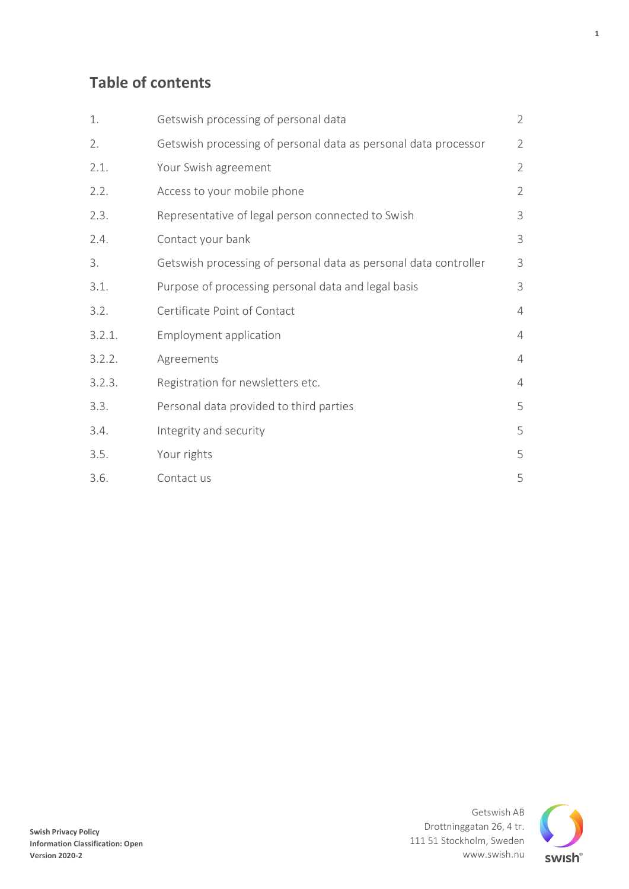## Table of contents

| | | |
|---|---|---|
| 1. | Getswish processing of personal data | 2 |
| 2. | Getswish processing of personal data as personal data processor | 2 |
| 2.1. | Your Swish agreement | 2 |
| 2.2. | Access to your mobile phone | 2 |
| 2.3. | Representative of legal person connected to Swish | 3 |
| 2.4. | Contact your bank | 3 |
| 3. | Getswish processing of personal data as personal data controller | 3 |
| 3.1. | Purpose of processing personal data and legal basis | 3 |
| 3.2. | Certificate Point of Contact | 4 |
| 3.2.1. | Employment application | 4 |
| 3.2.2. | Agreements | 4 |
| 3.2.3. | Registration for newsletters etc. | 4 |
| 3.3. | Personal data provided to third parties | 5 |
| 3.4. | Integrity and security | 5 |
| 3.5. | Your rights | 5 |
| 3.6. | Contact us | 5 |

**Swish Privacy Policy**
**Information Classification: Open**
**Version 2020-2**

Getswish AB
Drottninggatan 26, 4 tr.
111 51 Stockholm, Sweden
www.swish.nu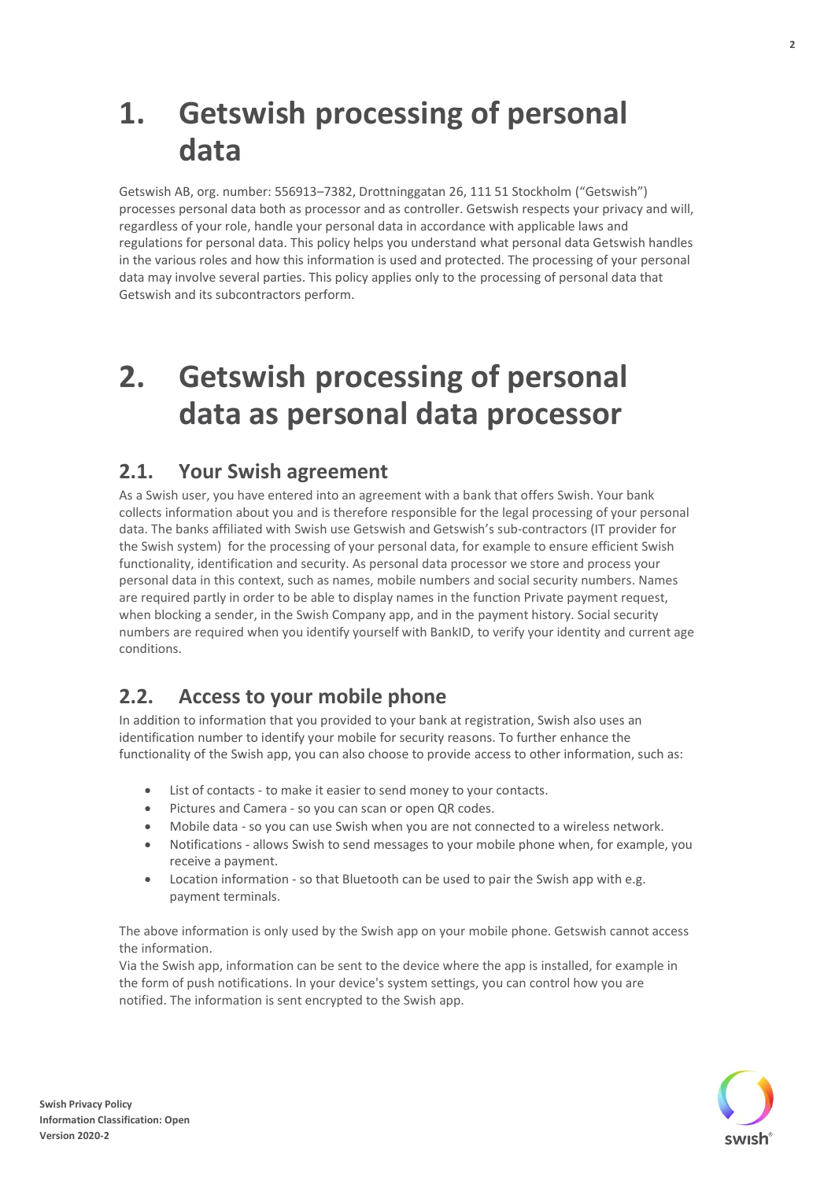# 1. Getswish processing of personal data

Getswish AB, org. number: 556913–7382, Drottninggatan 26, 111 51 Stockholm ("Getswish") processes personal data both as processor and as controller. Getswish respects your privacy and will, regardless of your role, handle your personal data in accordance with applicable laws and regulations for personal data. This policy helps you understand what personal data Getswish handles in the various roles and how this information is used and protected. The processing of your personal data may involve several parties. This policy applies only to the processing of personal data that Getswish and its subcontractors perform.

# 2. Getswish processing of personal data as personal data processor

## 2.1. Your Swish agreement

As a Swish user, you have entered into an agreement with a bank that offers Swish. Your bank collects information about you and is therefore responsible for the legal processing of your personal data. The banks affiliated with Swish use Getswish and Getswish's sub-contractors (IT provider for the Swish system) for the processing of your personal data, for example to ensure efficient Swish functionality, identification and security. As personal data processor we store and process your personal data in this context, such as names, mobile numbers and social security numbers. Names are required partly in order to be able to display names in the function Private payment request, when blocking a sender, in the Swish Company app, and in the payment history. Social security numbers are required when you identify yourself with BankID, to verify your identity and current age conditions.

## 2.2. Access to your mobile phone

In addition to information that you provided to your bank at registration, Swish also uses an identification number to identify your mobile for security reasons. To further enhance the functionality of the Swish app, you can also choose to provide access to other information, such as:

- List of contacts - to make it easier to send money to your contacts.
- Pictures and Camera - so you can scan or open QR codes.
- Mobile data - so you can use Swish when you are not connected to a wireless network.
- Notifications - allows Swish to send messages to your mobile phone when, for example, you receive a payment.
- Location information - so that Bluetooth can be used to pair the Swish app with e.g. payment terminals.

The above information is only used by the Swish app on your mobile phone. Getswish cannot access the information.

Via the Swish app, information can be sent to the device where the app is installed, for example in the form of push notifications. In your device's system settings, you can control how you are notified. The information is sent encrypted to the Swish app.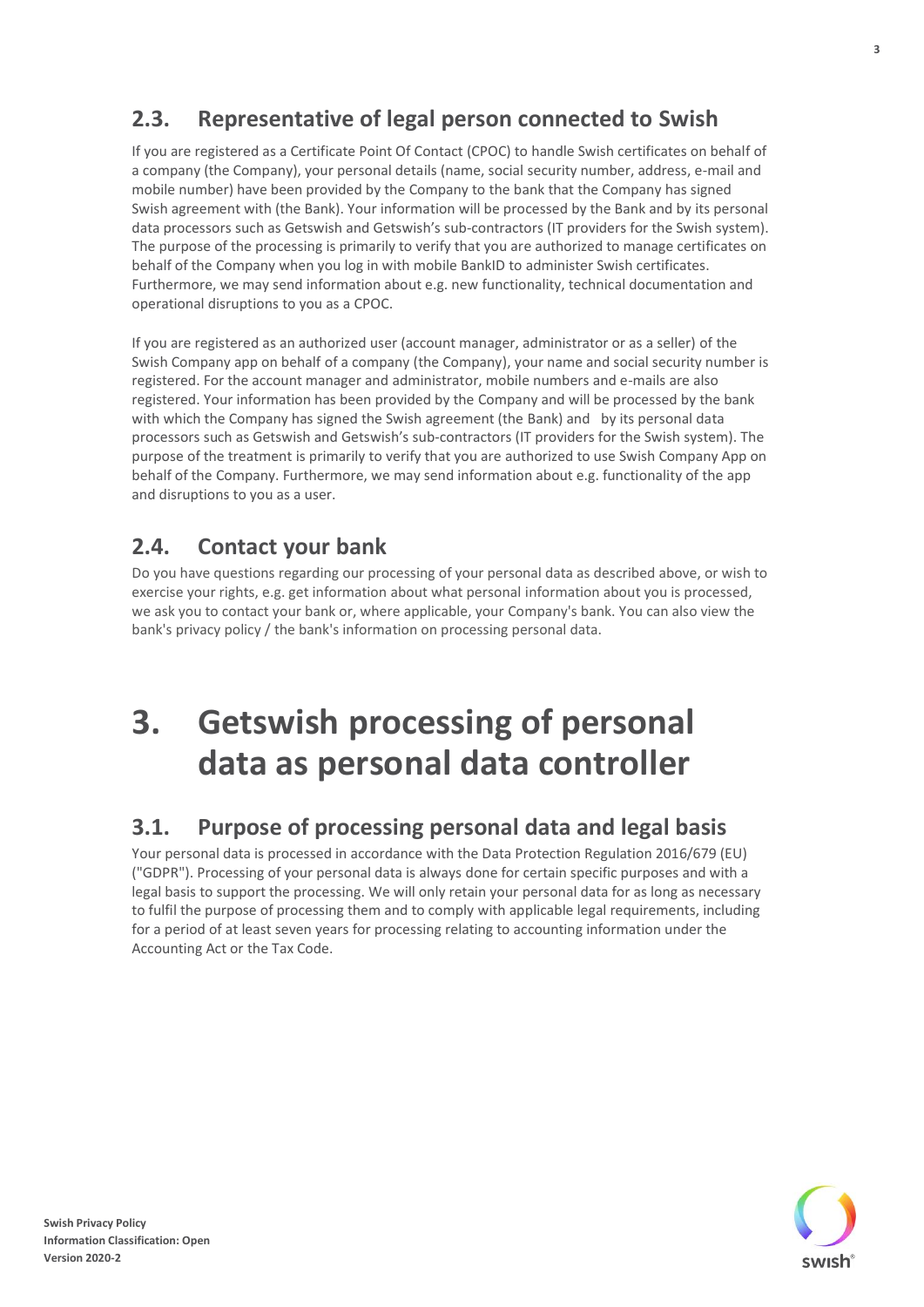## 2.3. Representative of legal person connected to Swish

If you are registered as a Certificate Point Of Contact (CPOC) to handle Swish certificates on behalf of a company (the Company), your personal details (name, social security number, address, e-mail and mobile number) have been provided by the Company to the bank that the Company has signed Swish agreement with (the Bank). Your information will be processed by the Bank and by its personal data processors such as Getswish and Getswish's sub-contractors (IT providers for the Swish system). The purpose of the processing is primarily to verify that you are authorized to manage certificates on behalf of the Company when you log in with mobile BankID to administer Swish certificates. Furthermore, we may send information about e.g. new functionality, technical documentation and operational disruptions to you as a CPOC.

If you are registered as an authorized user (account manager, administrator or as a seller) of the Swish Company app on behalf of a company (the Company), your name and social security number is registered. For the account manager and administrator, mobile numbers and e-mails are also registered. Your information has been provided by the Company and will be processed by the bank with which the Company has signed the Swish agreement (the Bank) and by its personal data processors such as Getswish and Getswish's sub-contractors (IT providers for the Swish system). The purpose of the treatment is primarily to verify that you are authorized to use Swish Company App on behalf of the Company. Furthermore, we may send information about e.g. functionality of the app and disruptions to you as a user.

## 2.4. Contact your bank

Do you have questions regarding our processing of your personal data as described above, or wish to exercise your rights, e.g. get information about what personal information about you is processed, we ask you to contact your bank or, where applicable, your Company's bank. You can also view the bank's privacy policy / the bank's information on processing personal data.

# 3. Getswish processing of personal data as personal data controller

## 3.1. Purpose of processing personal data and legal basis

Your personal data is processed in accordance with the Data Protection Regulation 2016/679 (EU) ("GDPR"). Processing of your personal data is always done for certain specific purposes and with a legal basis to support the processing. We will only retain your personal data for as long as necessary to fulfil the purpose of processing them and to comply with applicable legal requirements, including for a period of at least seven years for processing relating to accounting information under the Accounting Act or the Tax Code.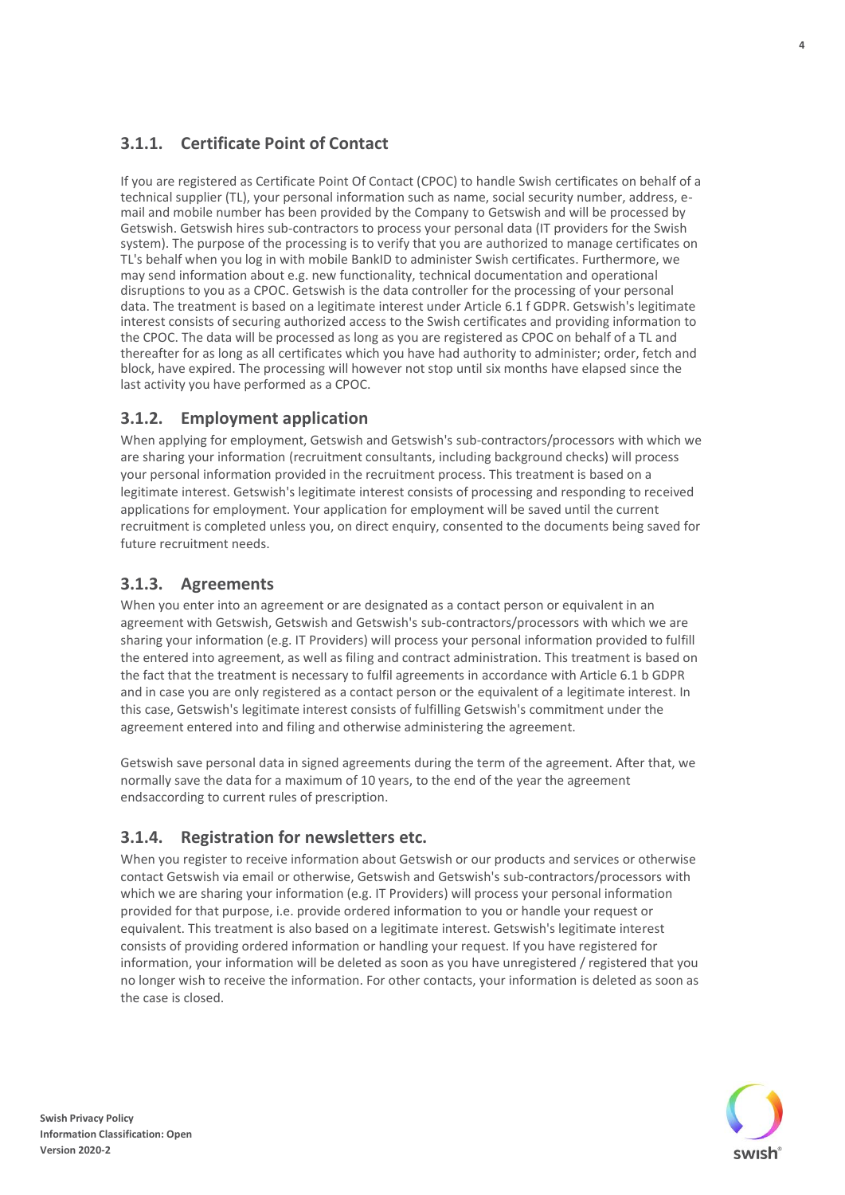### 3.1.1. Certificate Point of Contact

If you are registered as Certificate Point Of Contact (CPOC) to handle Swish certificates on behalf of a technical supplier (TL), your personal information such as name, social security number, address, e-mail and mobile number has been provided by the Company to Getswish and will be processed by Getswish. Getswish hires sub-contractors to process your personal data (IT providers for the Swish system). The purpose of the processing is to verify that you are authorized to manage certificates on TL's behalf when you log in with mobile BankID to administer Swish certificates. Furthermore, we may send information about e.g. new functionality, technical documentation and operational disruptions to you as a CPOC. Getswish is the data controller for the processing of your personal data. The treatment is based on a legitimate interest under Article 6.1 f GDPR. Getswish's legitimate interest consists of securing authorized access to the Swish certificates and providing information to the CPOC. The data will be processed as long as you are registered as CPOC on behalf of a TL and thereafter for as long as all certificates which you have had authority to administer; order, fetch and block, have expired. The processing will however not stop until six months have elapsed since the last activity you have performed as a CPOC.

### 3.1.2. Employment application

When applying for employment, Getswish and Getswish's sub-contractors/processors with which we are sharing your information (recruitment consultants, including background checks) will process your personal information provided in the recruitment process. This treatment is based on a legitimate interest. Getswish's legitimate interest consists of processing and responding to received applications for employment. Your application for employment will be saved until the current recruitment is completed unless you, on direct enquiry, consented to the documents being saved for future recruitment needs.

### 3.1.3. Agreements

When you enter into an agreement or are designated as a contact person or equivalent in an agreement with Getswish, Getswish and Getswish's sub-contractors/processors with which we are sharing your information (e.g. IT Providers) will process your personal information provided to fulfill the entered into agreement, as well as filing and contract administration. This treatment is based on the fact that the treatment is necessary to fulfil agreements in accordance with Article 6.1 b GDPR and in case you are only registered as a contact person or the equivalent of a legitimate interest. In this case, Getswish's legitimate interest consists of fulfilling Getswish's commitment under the agreement entered into and filing and otherwise administering the agreement.

Getswish save personal data in signed agreements during the term of the agreement. After that, we normally save the data for a maximum of 10 years, to the end of the year the agreement endsaccording to current rules of prescription.

### 3.1.4. Registration for newsletters etc.

When you register to receive information about Getswish or our products and services or otherwise contact Getswish via email or otherwise, Getswish and Getswish's sub-contractors/processors with which we are sharing your information (e.g. IT Providers) will process your personal information provided for that purpose, i.e. provide ordered information to you or handle your request or equivalent. This treatment is also based on a legitimate interest. Getswish's legitimate interest consists of providing ordered information or handling your request. If you have registered for information, your information will be deleted as soon as you have unregistered / registered that you no longer wish to receive the information. For other contacts, your information is deleted as soon as the case is closed.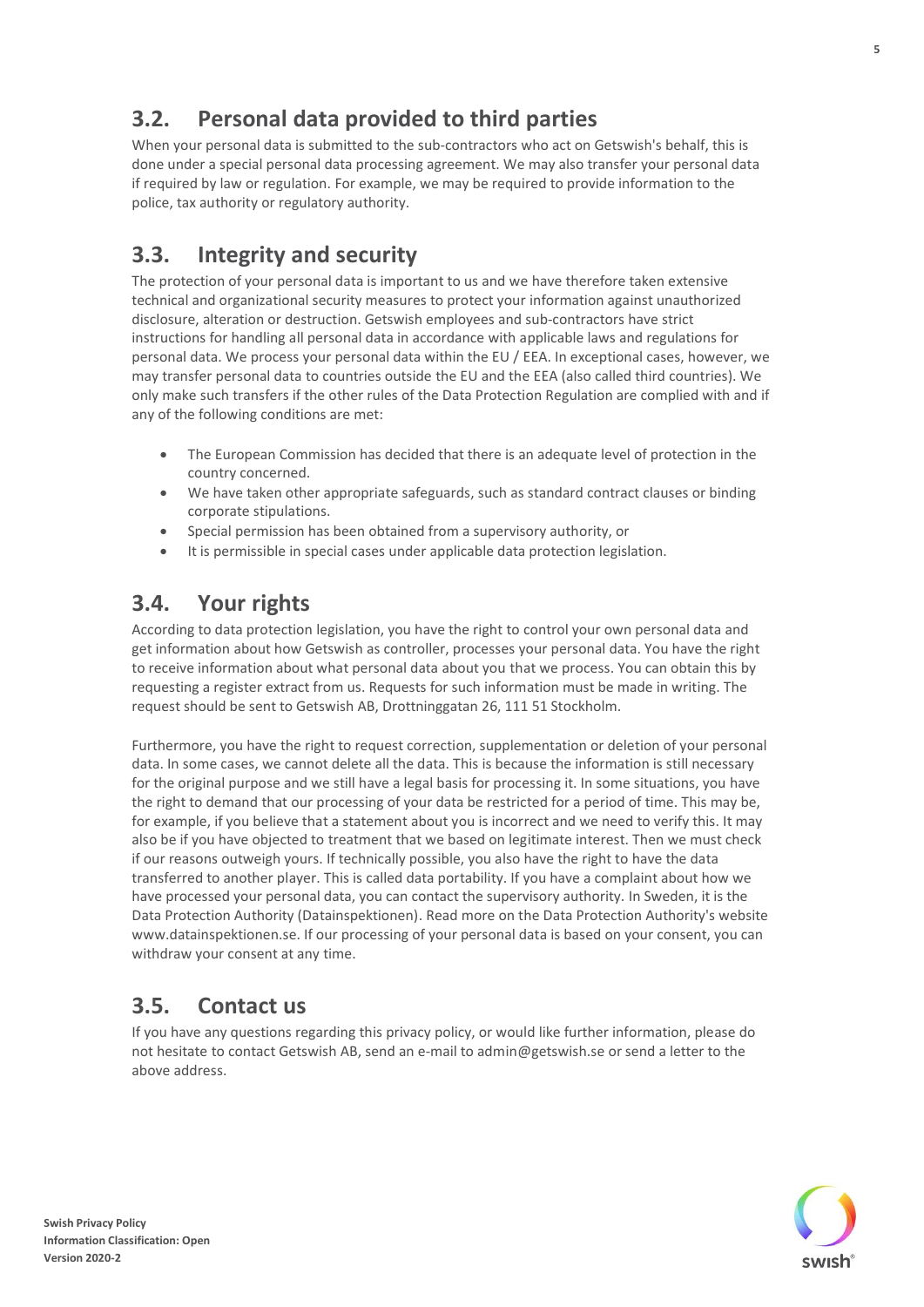## 3.2. Personal data provided to third parties

When your personal data is submitted to the sub-contractors who act on Getswish's behalf, this is done under a special personal data processing agreement. We may also transfer your personal data if required by law or regulation. For example, we may be required to provide information to the police, tax authority or regulatory authority.

## 3.3. Integrity and security

The protection of your personal data is important to us and we have therefore taken extensive technical and organizational security measures to protect your information against unauthorized disclosure, alteration or destruction. Getswish employees and sub-contractors have strict instructions for handling all personal data in accordance with applicable laws and regulations for personal data. We process your personal data within the EU / EEA. In exceptional cases, however, we may transfer personal data to countries outside the EU and the EEA (also called third countries). We only make such transfers if the other rules of the Data Protection Regulation are complied with and if any of the following conditions are met:

- The European Commission has decided that there is an adequate level of protection in the country concerned.
- We have taken other appropriate safeguards, such as standard contract clauses or binding corporate stipulations.
- Special permission has been obtained from a supervisory authority, or
- It is permissible in special cases under applicable data protection legislation.

## 3.4. Your rights

According to data protection legislation, you have the right to control your own personal data and get information about how Getswish as controller, processes your personal data. You have the right to receive information about what personal data about you that we process. You can obtain this by requesting a register extract from us. Requests for such information must be made in writing. The request should be sent to Getswish AB, Drottninggatan 26, 111 51 Stockholm.

Furthermore, you have the right to request correction, supplementation or deletion of your personal data. In some cases, we cannot delete all the data. This is because the information is still necessary for the original purpose and we still have a legal basis for processing it. In some situations, you have the right to demand that our processing of your data be restricted for a period of time. This may be, for example, if you believe that a statement about you is incorrect and we need to verify this. It may also be if you have objected to treatment that we based on legitimate interest. Then we must check if our reasons outweigh yours. If technically possible, you also have the right to have the data transferred to another player. This is called data portability. If you have a complaint about how we have processed your personal data, you can contact the supervisory authority. In Sweden, it is the Data Protection Authority (Datainspektionen). Read more on the Data Protection Authority's website www.datainspektionen.se. If our processing of your personal data is based on your consent, you can withdraw your consent at any time.

## 3.5. Contact us

If you have any questions regarding this privacy policy, or would like further information, please do not hesitate to contact Getswish AB, send an e-mail to admin@getswish.se or send a letter to the above address.